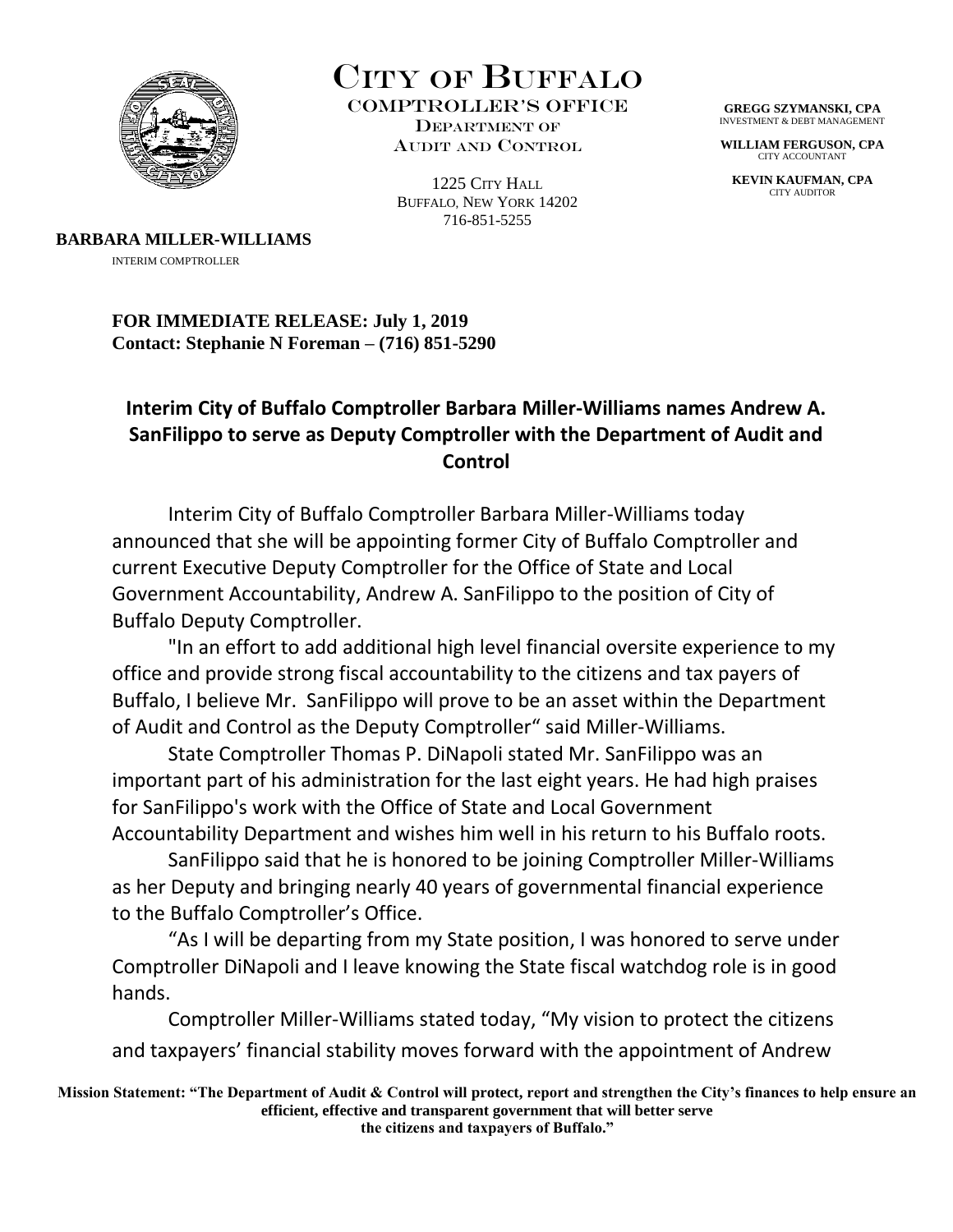# City of Buffalo

**COMPTROLLER'S OFFICE**
**Department of Audit and Control**

1225 City Hall
Buffalo, New York 14202
716-851-5255

**GREGG SZYMANSKI, CPA**
INVESTMENT & DEBT MANAGEMENT

**WILLIAM FERGUSON, CPA**
CITY ACCOUNTANT

**KEVIN KAUFMAN, CPA**
CITY AUDITOR

**BARBARA MILLER-WILLIAMS**
INTERIM COMPTROLLER

**FOR IMMEDIATE RELEASE: July 1, 2019**
**Contact: Stephanie N Foreman – (716) 851-5290**

## Interim City of Buffalo Comptroller Barbara Miller-Williams names Andrew A. SanFilippo to serve as Deputy Comptroller with the Department of Audit and Control

Interim City of Buffalo Comptroller Barbara Miller-Williams today announced that she will be appointing former City of Buffalo Comptroller and current Executive Deputy Comptroller for the Office of State and Local Government Accountability, Andrew A. SanFilippo to the position of City of Buffalo Deputy Comptroller.

"In an effort to add additional high level financial oversite experience to my office and provide strong fiscal accountability to the citizens and tax payers of Buffalo, I believe Mr. SanFilippo will prove to be an asset within the Department of Audit and Control as the Deputy Comptroller" said Miller-Williams.

State Comptroller Thomas P. DiNapoli stated Mr. SanFilippo was an important part of his administration for the last eight years. He had high praises for SanFilippo's work with the Office of State and Local Government Accountability Department and wishes him well in his return to his Buffalo roots.

SanFilippo said that he is honored to be joining Comptroller Miller-Williams as her Deputy and bringing nearly 40 years of governmental financial experience to the Buffalo Comptroller's Office.

"As I will be departing from my State position, I was honored to serve under Comptroller DiNapoli and I leave knowing the State fiscal watchdog role is in good hands.

Comptroller Miller-Williams stated today, "My vision to protect the citizens and taxpayers' financial stability moves forward with the appointment of Andrew

**Mission Statement: "The Department of Audit & Control will protect, report and strengthen the City's finances to help ensure an efficient, effective and transparent government that will better serve the citizens and taxpayers of Buffalo."**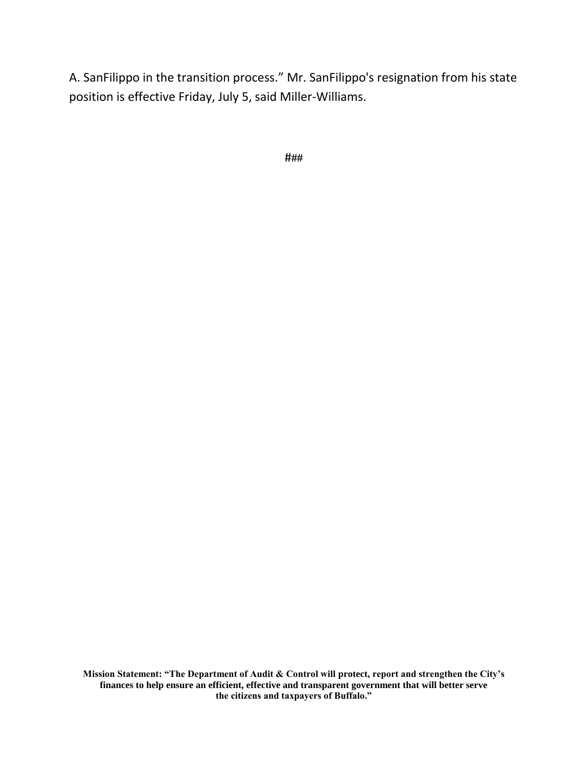A. SanFilippo in the transition process." Mr. SanFilippo's resignation from his state position is effective Friday, July 5, said Miller-Williams.

###

**Mission Statement: "The Department of Audit & Control will protect, report and strengthen the City's finances to help ensure an efficient, effective and transparent government that will better serve the citizens and taxpayers of Buffalo."**